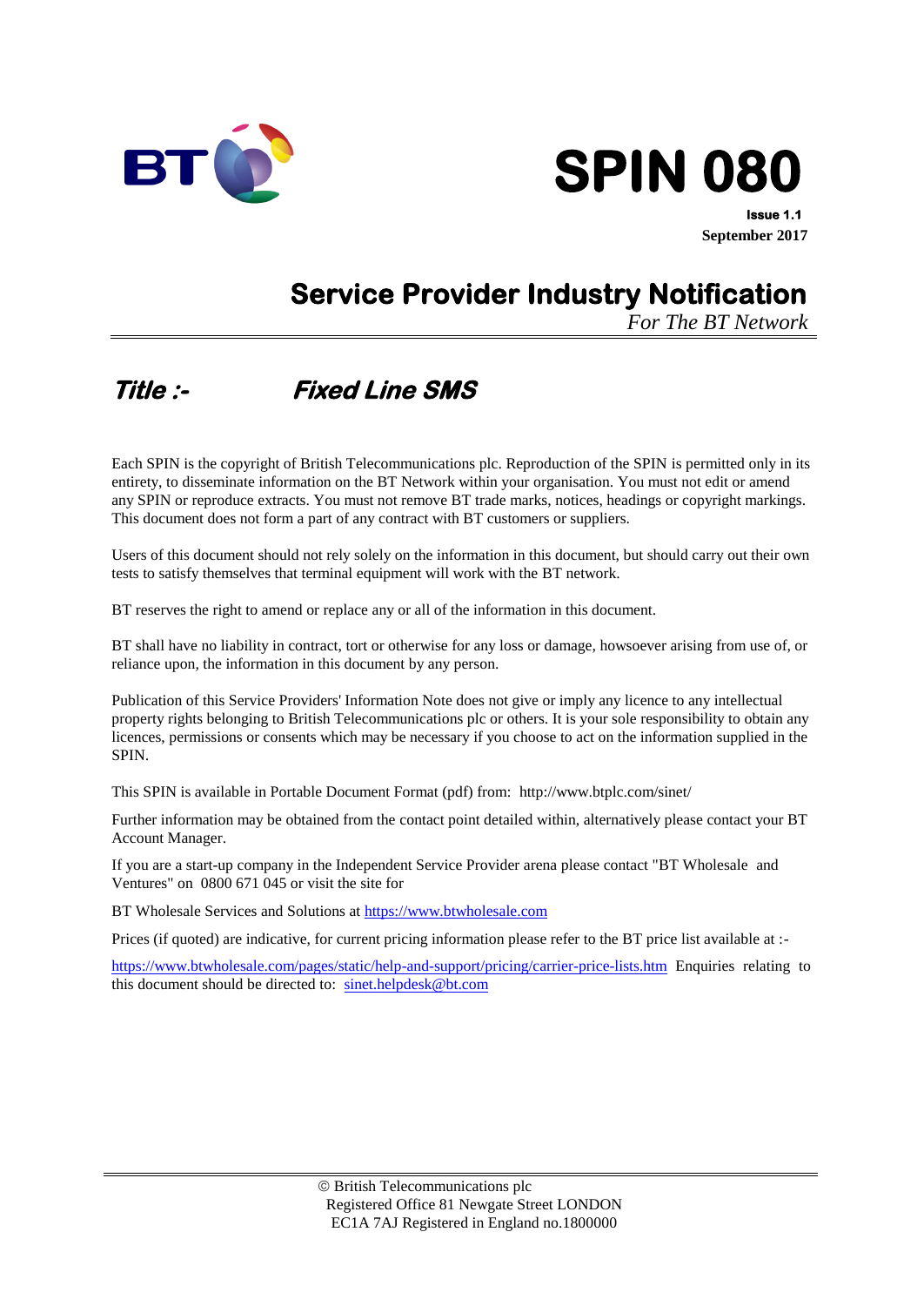# SPIN 080

**Issue 1.1**
**September 2017**

## Service Provider Industry Notification

*For The BT Network*

## *Title :-* *Fixed Line SMS*

Each SPIN is the copyright of British Telecommunications plc. Reproduction of the SPIN is permitted only in its entirety, to disseminate information on the BT Network within your organisation. You must not edit or amend any SPIN or reproduce extracts. You must not remove BT trade marks, notices, headings or copyright markings. This document does not form a part of any contract with BT customers or suppliers.

Users of this document should not rely solely on the information in this document, but should carry out their own tests to satisfy themselves that terminal equipment will work with the BT network.

BT reserves the right to amend or replace any or all of the information in this document.

BT shall have no liability in contract, tort or otherwise for any loss or damage, howsoever arising from use of, or reliance upon, the information in this document by any person.

Publication of this Service Providers' Information Note does not give or imply any licence to any intellectual property rights belonging to British Telecommunications plc or others. It is your sole responsibility to obtain any licences, permissions or consents which may be necessary if you choose to act on the information supplied in the SPIN.

This SPIN is available in Portable Document Format (pdf) from: http://www.btplc.com/sinet/

Further information may be obtained from the contact point detailed within, alternatively please contact your BT Account Manager.

If you are a start-up company in the Independent Service Provider arena please contact "BT Wholesale and Ventures" on 0800 671 045 or visit the site for

BT Wholesale Services and Solutions at https://www.btwholesale.com

Prices (if quoted) are indicative, for current pricing information please refer to the BT price list available at :-

https://www.btwholesale.com/pages/static/help-and-support/pricing/carrier-price-lists.htm Enquiries relating to this document should be directed to: sinet.helpdesk@bt.com

© British Telecommunications plc
Registered Office 81 Newgate Street LONDON
EC1A 7AJ Registered in England no.1800000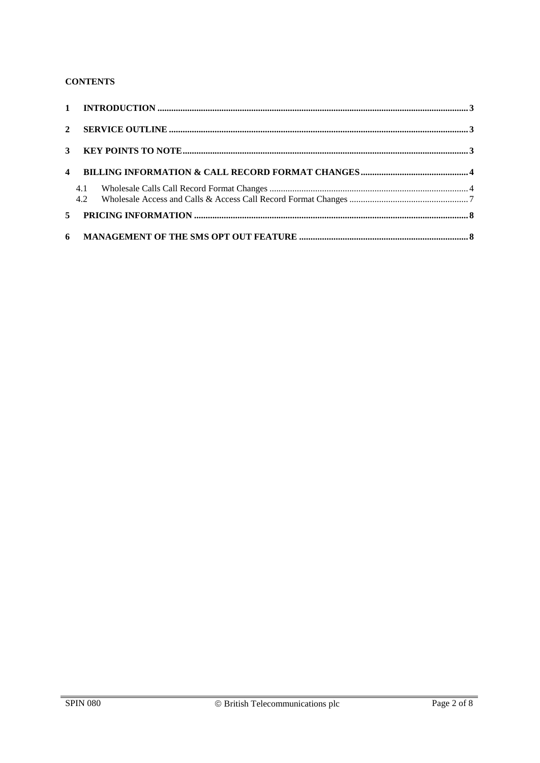**CONTENTS**

1 INTRODUCTION ........................................................................................................................ 3

2 SERVICE OUTLINE ................................................................................................................... 3

3 KEY POINTS TO NOTE............................................................................................................. 3

4 BILLING INFORMATION & CALL RECORD FORMAT CHANGES ............................................... 4

 4.1 Wholesale Calls Call Record Format Changes ...................................................................... 4

 4.2 Wholesale Access and Calls & Access Call Record Format Changes ................................... 7

5 PRICING INFORMATION ........................................................................................................ 8

6 MANAGEMENT OF THE SMS OPT OUT FEATURE .......................................................... 8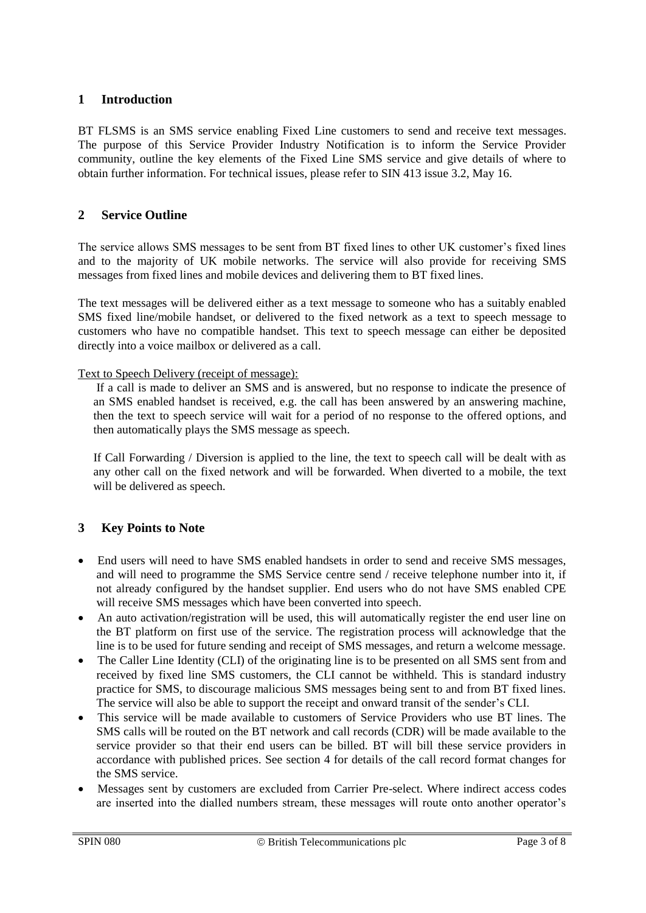## 1 Introduction

BT FLSMS is an SMS service enabling Fixed Line customers to send and receive text messages. The purpose of this Service Provider Industry Notification is to inform the Service Provider community, outline the key elements of the Fixed Line SMS service and give details of where to obtain further information. For technical issues, please refer to SIN 413 issue 3.2, May 16.

## 2 Service Outline

The service allows SMS messages to be sent from BT fixed lines to other UK customer's fixed lines and to the majority of UK mobile networks. The service will also provide for receiving SMS messages from fixed lines and mobile devices and delivering them to BT fixed lines.

The text messages will be delivered either as a text message to someone who has a suitably enabled SMS fixed line/mobile handset, or delivered to the fixed network as a text to speech message to customers who have no compatible handset. This text to speech message can either be deposited directly into a voice mailbox or delivered as a call.

Text to Speech Delivery (receipt of message):

If a call is made to deliver an SMS and is answered, but no response to indicate the presence of an SMS enabled handset is received, e.g. the call has been answered by an answering machine, then the text to speech service will wait for a period of no response to the offered options, and then automatically plays the SMS message as speech.

If Call Forwarding / Diversion is applied to the line, the text to speech call will be dealt with as any other call on the fixed network and will be forwarded. When diverted to a mobile, the text will be delivered as speech.

## 3 Key Points to Note

- End users will need to have SMS enabled handsets in order to send and receive SMS messages, and will need to programme the SMS Service centre send / receive telephone number into it, if not already configured by the handset supplier. End users who do not have SMS enabled CPE will receive SMS messages which have been converted into speech.
- An auto activation/registration will be used, this will automatically register the end user line on the BT platform on first use of the service. The registration process will acknowledge that the line is to be used for future sending and receipt of SMS messages, and return a welcome message.
- The Caller Line Identity (CLI) of the originating line is to be presented on all SMS sent from and received by fixed line SMS customers, the CLI cannot be withheld. This is standard industry practice for SMS, to discourage malicious SMS messages being sent to and from BT fixed lines. The service will also be able to support the receipt and onward transit of the sender's CLI.
- This service will be made available to customers of Service Providers who use BT lines. The SMS calls will be routed on the BT network and call records (CDR) will be made available to the service provider so that their end users can be billed. BT will bill these service providers in accordance with published prices. See section 4 for details of the call record format changes for the SMS service.
- Messages sent by customers are excluded from Carrier Pre-select. Where indirect access codes are inserted into the dialled numbers stream, these messages will route onto another operator's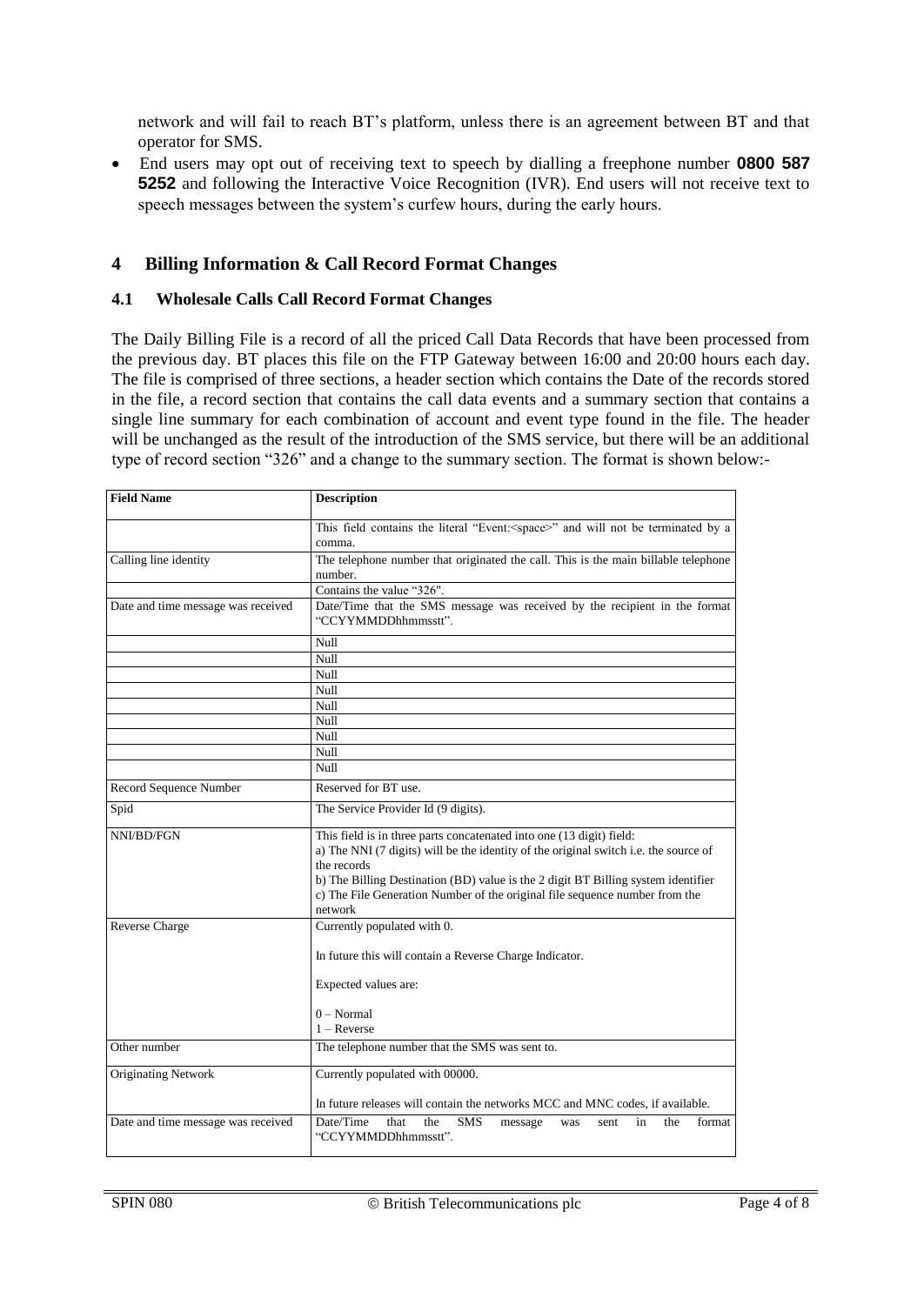network and will fail to reach BT's platform, unless there is an agreement between BT and that operator for SMS.

- End users may opt out of receiving text to speech by dialling a freephone number **0800 587 5252** and following the Interactive Voice Recognition (IVR). End users will not receive text to speech messages between the system's curfew hours, during the early hours.

## 4 Billing Information & Call Record Format Changes

### 4.1 Wholesale Calls Call Record Format Changes

The Daily Billing File is a record of all the priced Call Data Records that have been processed from the previous day. BT places this file on the FTP Gateway between 16:00 and 20:00 hours each day. The file is comprised of three sections, a header section which contains the Date of the records stored in the file, a record section that contains the call data events and a summary section that contains a single line summary for each combination of account and event type found in the file. The header will be unchanged as the result of the introduction of the SMS service, but there will be an additional type of record section "326" and a change to the summary section. The format is shown below:-

| Field Name | Description |
|---|---|
| | This field contains the literal "Event:<space>" and will not be terminated by a comma. |
| Calling line identity | The telephone number that originated the call. This is the main billable telephone number. |
| | Contains the value "326". |
| Date and time message was received | Date/Time that the SMS message was received by the recipient in the format "CCYYMMDDhhmmsstt". |
| | Null |
| | Null |
| | Null |
| | Null |
| | Null |
| | Null |
| | Null |
| | Null |
| | Null |
| Record Sequence Number | Reserved for BT use. |
| Spid | The Service Provider Id (9 digits). |
| NNI/BD/FGN | This field is in three parts concatenated into one (13 digit) field:<br>a) The NNI (7 digits) will be the identity of the original switch i.e. the source of the records<br>b) The Billing Destination (BD) value is the 2 digit BT Billing system identifier<br>c) The File Generation Number of the original file sequence number from the network |
| Reverse Charge | Currently populated with 0.<br><br>In future this will contain a Reverse Charge Indicator.<br><br>Expected values are:<br><br>0 – Normal<br>1 – Reverse |
| Other number | The telephone number that the SMS was sent to. |
| Originating Network | Currently populated with 00000.<br><br>In future releases will contain the networks MCC and MNC codes, if available. |
| Date and time message was received | Date/Time that the SMS message was sent in the format "CCYYMMDDhhmmsstt". |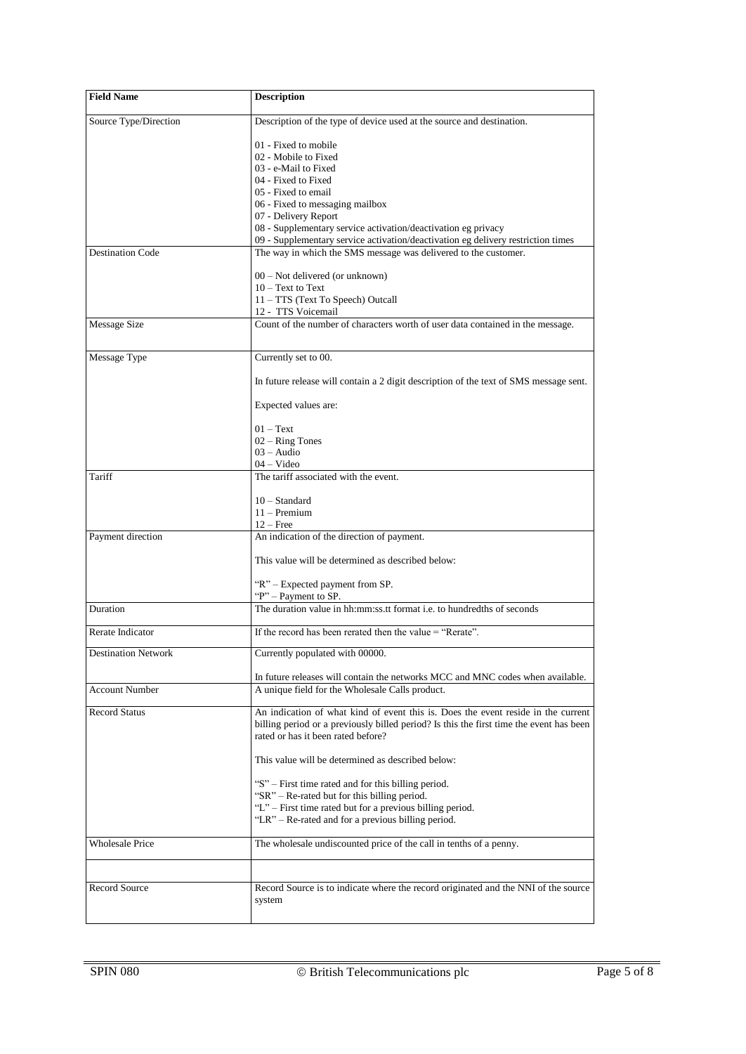| Field Name | Description |
|---|---|
| Source Type/Direction | Description of the type of device used at the source and destination.<br><br>01 - Fixed to mobile<br>02 - Mobile to Fixed<br>03 - e-Mail to Fixed<br>04 - Fixed to Fixed<br>05 - Fixed to email<br>06 - Fixed to messaging mailbox<br>07 - Delivery Report<br>08 - Supplementary service activation/deactivation eg privacy<br>09 - Supplementary service activation/deactivation eg delivery restriction times |
| Destination Code | The way in which the SMS message was delivered to the customer.<br><br>00 – Not delivered (or unknown)<br>10 – Text to Text<br>11 – TTS (Text To Speech) Outcall<br>12 - TTS Voicemail |
| Message Size | Count of the number of characters worth of user data contained in the message. |
| Message Type | Currently set to 00.<br><br>In future release will contain a 2 digit description of the text of SMS message sent.<br><br>Expected values are:<br><br>01 – Text<br>02 – Ring Tones<br>03 – Audio<br>04 – Video |
| Tariff | The tariff associated with the event.<br><br>10 – Standard<br>11 – Premium<br>12 – Free |
| Payment direction | An indication of the direction of payment.<br><br>This value will be determined as described below:<br><br>"R" – Expected payment from SP.<br>"P" – Payment to SP. |
| Duration | The duration value in hh:mm:ss.tt format i.e. to hundredths of seconds |
| Rerate Indicator | If the record has been rerated then the value = "Rerate". |
| Destination Network | Currently populated with 00000.<br><br>In future releases will contain the networks MCC and MNC codes when available. |
| Account Number | A unique field for the Wholesale Calls product. |
| Record Status | An indication of what kind of event this is. Does the event reside in the current billing period or a previously billed period? Is this the first time the event has been rated or has it been rated before?<br><br>This value will be determined as described below:<br><br>"S" – First time rated and for this billing period.<br>"SR" – Re-rated but for this billing period.<br>"L" – First time rated but for a previous billing period.<br>"LR" – Re-rated and for a previous billing period. |
| Wholesale Price | The wholesale undiscounted price of the call in tenths of a penny. |
| | |
| Record Source | Record Source is to indicate where the record originated and the NNI of the source system |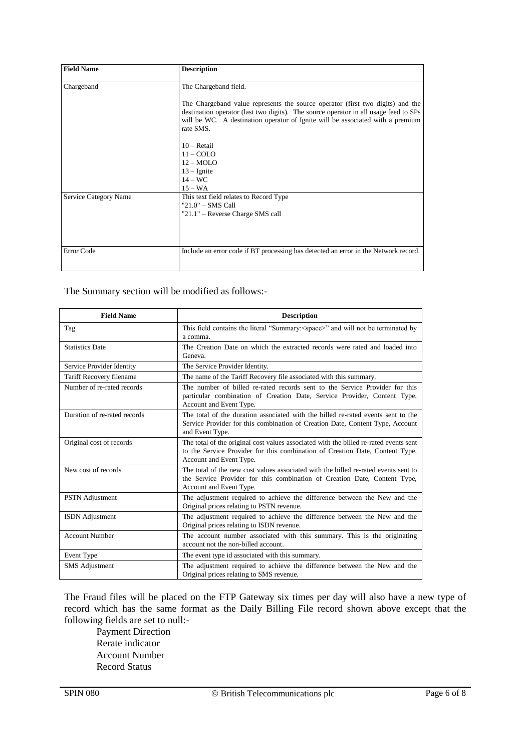| Field Name | Description |
|---|---|
| Chargeband | The Chargeband field.<br><br>The Chargeband value represents the source operator (first two digits) and the destination operator (last two digits). The source operator in all usage feed to SPs will be WC. A destination operator of Ignite will be associated with a premium rate SMS.<br><br>10 – Retail<br>11 – COLO<br>12 – MOLO<br>13 – Ignite<br>14 – WC<br>15 – WA |
| Service Category Name | This text field relates to Record Type<br>"21.0" – SMS Call<br>"21.1" – Reverse Charge SMS call |
| Error Code | Include an error code if BT processing has detected an error in the Network record. |

The Summary section will be modified as follows:-

| Field Name | Description |
|---|---|
| Tag | This field contains the literal "Summary:<space>" and will not be terminated by a comma. |
| Statistics Date | The Creation Date on which the extracted records were rated and loaded into Geneva. |
| Service Provider Identity | The Service Provider Identity. |
| Tariff Recovery filename | The name of the Tariff Recovery file associated with this summary. |
| Number of re-rated records | The number of billed re-rated records sent to the Service Provider for this particular combination of Creation Date, Service Provider, Content Type, Account and Event Type. |
| Duration of re-rated records | The total of the duration associated with the billed re-rated events sent to the Service Provider for this combination of Creation Date, Content Type, Account and Event Type. |
| Original cost of records | The total of the original cost values associated with the billed re-rated events sent to the Service Provider for this combination of Creation Date, Content Type, Account and Event Type. |
| New cost of records | The total of the new cost values associated with the billed re-rated events sent to the Service Provider for this combination of Creation Date, Content Type, Account and Event Type. |
| PSTN Adjustment | The adjustment required to achieve the difference between the New and the Original prices relating to PSTN revenue. |
| ISDN Adjustment | The adjustment required to achieve the difference between the New and the Original prices relating to ISDN revenue. |
| Account Number | The account number associated with this summary. This is the originating account not the non-billed account. |
| Event Type | The event type id associated with this summary. |
| SMS Adjustment | The adjustment required to achieve the difference between the New and the Original prices relating to SMS revenue. |

The Fraud files will be placed on the FTP Gateway six times per day will also have a new type of record which has the same format as the Daily Billing File record shown above except that the following fields are set to null:-

- Payment Direction
- Rerate indicator
- Account Number
- Record Status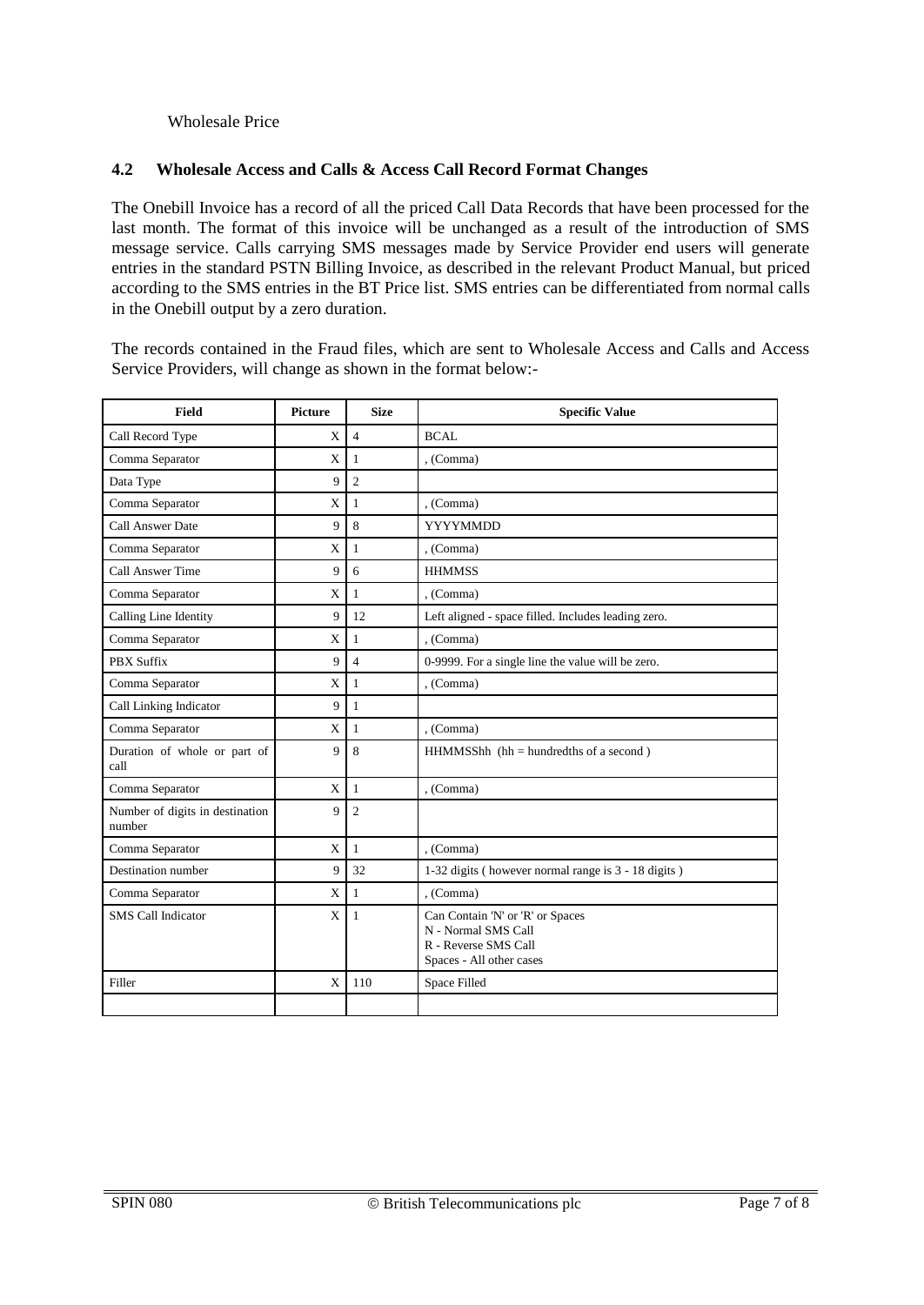Wholesale Price

## 4.2 Wholesale Access and Calls & Access Call Record Format Changes

The Onebill Invoice has a record of all the priced Call Data Records that have been processed for the last month. The format of this invoice will be unchanged as a result of the introduction of SMS message service. Calls carrying SMS messages made by Service Provider end users will generate entries in the standard PSTN Billing Invoice, as described in the relevant Product Manual, but priced according to the SMS entries in the BT Price list. SMS entries can be differentiated from normal calls in the Onebill output by a zero duration.

The records contained in the Fraud files, which are sent to Wholesale Access and Calls and Access Service Providers, will change as shown in the format below:-

| Field | Picture | Size | Specific Value |
|---|---|---|---|
| Call Record Type | X | 4 | BCAL |
| Comma Separator | X | 1 | , (Comma) |
| Data Type | 9 | 2 | |
| Comma Separator | X | 1 | , (Comma) |
| Call Answer Date | 9 | 8 | YYYYMMDD |
| Comma Separator | X | 1 | , (Comma) |
| Call Answer Time | 9 | 6 | HHMMSS |
| Comma Separator | X | 1 | , (Comma) |
| Calling Line Identity | 9 | 12 | Left aligned - space filled. Includes leading zero. |
| Comma Separator | X | 1 | , (Comma) |
| PBX Suffix | 9 | 4 | 0-9999. For a single line the value will be zero. |
| Comma Separator | X | 1 | , (Comma) |
| Call Linking Indicator | 9 | 1 | |
| Comma Separator | X | 1 | , (Comma) |
| Duration of whole or part of call | 9 | 8 | HHMMSShh (hh = hundredths of a second ) |
| Comma Separator | X | 1 | , (Comma) |
| Number of digits in destination number | 9 | 2 | |
| Comma Separator | X | 1 | , (Comma) |
| Destination number | 9 | 32 | 1-32 digits ( however normal range is 3 - 18 digits ) |
| Comma Separator | X | 1 | , (Comma) |
| SMS Call Indicator | X | 1 | Can Contain 'N' or 'R' or Spaces<br>N - Normal SMS Call<br>R - Reverse SMS Call<br>Spaces - All other cases |
| Filler | X | 110 | Space Filled |
| | | | |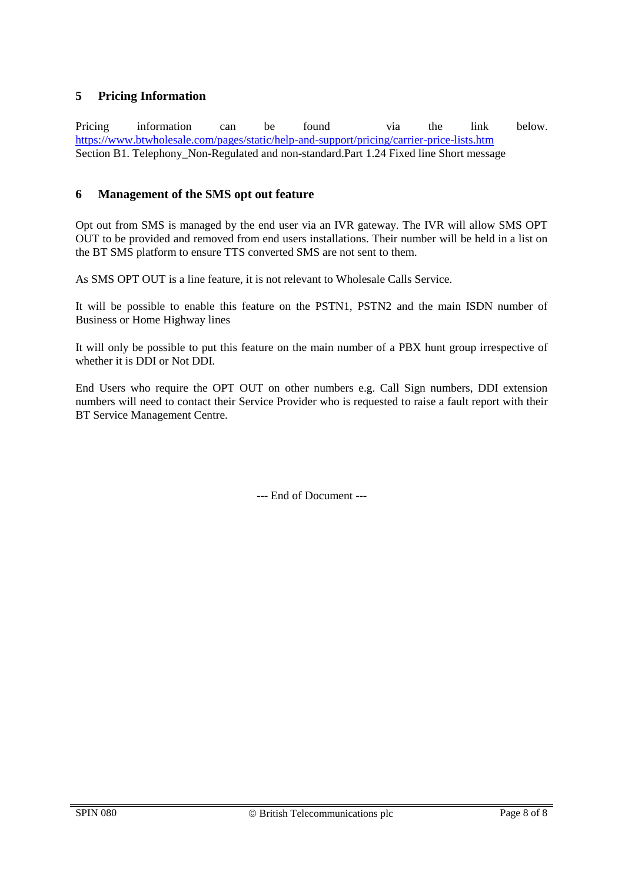## 5 Pricing Information

Pricing information can be found via the link below.
https://www.btwholesale.com/pages/static/help-and-support/pricing/carrier-price-lists.htm
Section B1. Telephony_Non-Regulated and non-standard.Part 1.24 Fixed line Short message

## 6 Management of the SMS opt out feature

Opt out from SMS is managed by the end user via an IVR gateway. The IVR will allow SMS OPT OUT to be provided and removed from end users installations. Their number will be held in a list on the BT SMS platform to ensure TTS converted SMS are not sent to them.

As SMS OPT OUT is a line feature, it is not relevant to Wholesale Calls Service.

It will be possible to enable this feature on the PSTN1, PSTN2 and the main ISDN number of Business or Home Highway lines

It will only be possible to put this feature on the main number of a PBX hunt group irrespective of whether it is DDI or Not DDI.

End Users who require the OPT OUT on other numbers e.g. Call Sign numbers, DDI extension numbers will need to contact their Service Provider who is requested to raise a fault report with their BT Service Management Centre.

--- End of Document ---